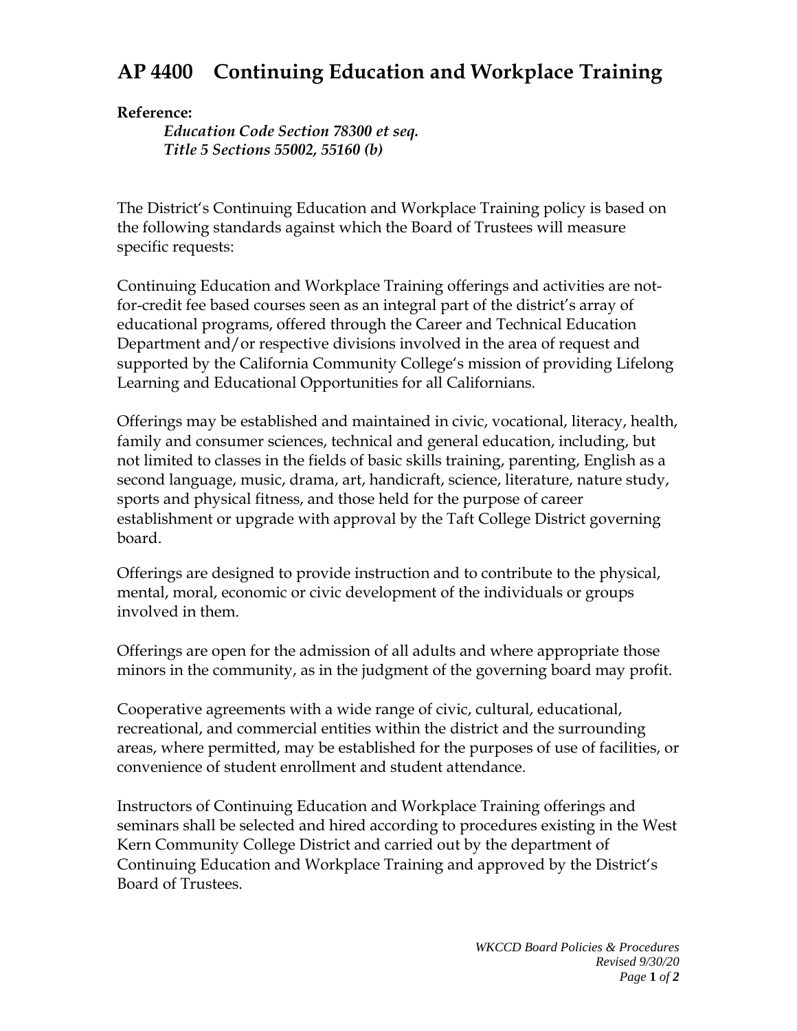# AP 4400 Continuing Education and Workplace Training

**Reference:**

*Education Code Section 78300 et seq.*
*Title 5 Sections 55002, 55160 (b)*

The District's Continuing Education and Workplace Training policy is based on the following standards against which the Board of Trustees will measure specific requests:

Continuing Education and Workplace Training offerings and activities are not-for-credit fee based courses seen as an integral part of the district's array of educational programs, offered through the Career and Technical Education Department and/or respective divisions involved in the area of request and supported by the California Community College's mission of providing Lifelong Learning and Educational Opportunities for all Californians.

Offerings may be established and maintained in civic, vocational, literacy, health, family and consumer sciences, technical and general education, including, but not limited to classes in the fields of basic skills training, parenting, English as a second language, music, drama, art, handicraft, science, literature, nature study, sports and physical fitness, and those held for the purpose of career establishment or upgrade with approval by the Taft College District governing board.

Offerings are designed to provide instruction and to contribute to the physical, mental, moral, economic or civic development of the individuals or groups involved in them.

Offerings are open for the admission of all adults and where appropriate those minors in the community, as in the judgment of the governing board may profit.

Cooperative agreements with a wide range of civic, cultural, educational, recreational, and commercial entities within the district and the surrounding areas, where permitted, may be established for the purposes of use of facilities, or convenience of student enrollment and student attendance.

Instructors of Continuing Education and Workplace Training offerings and seminars shall be selected and hired according to procedures existing in the West Kern Community College District and carried out by the department of Continuing Education and Workplace Training and approved by the District's Board of Trustees.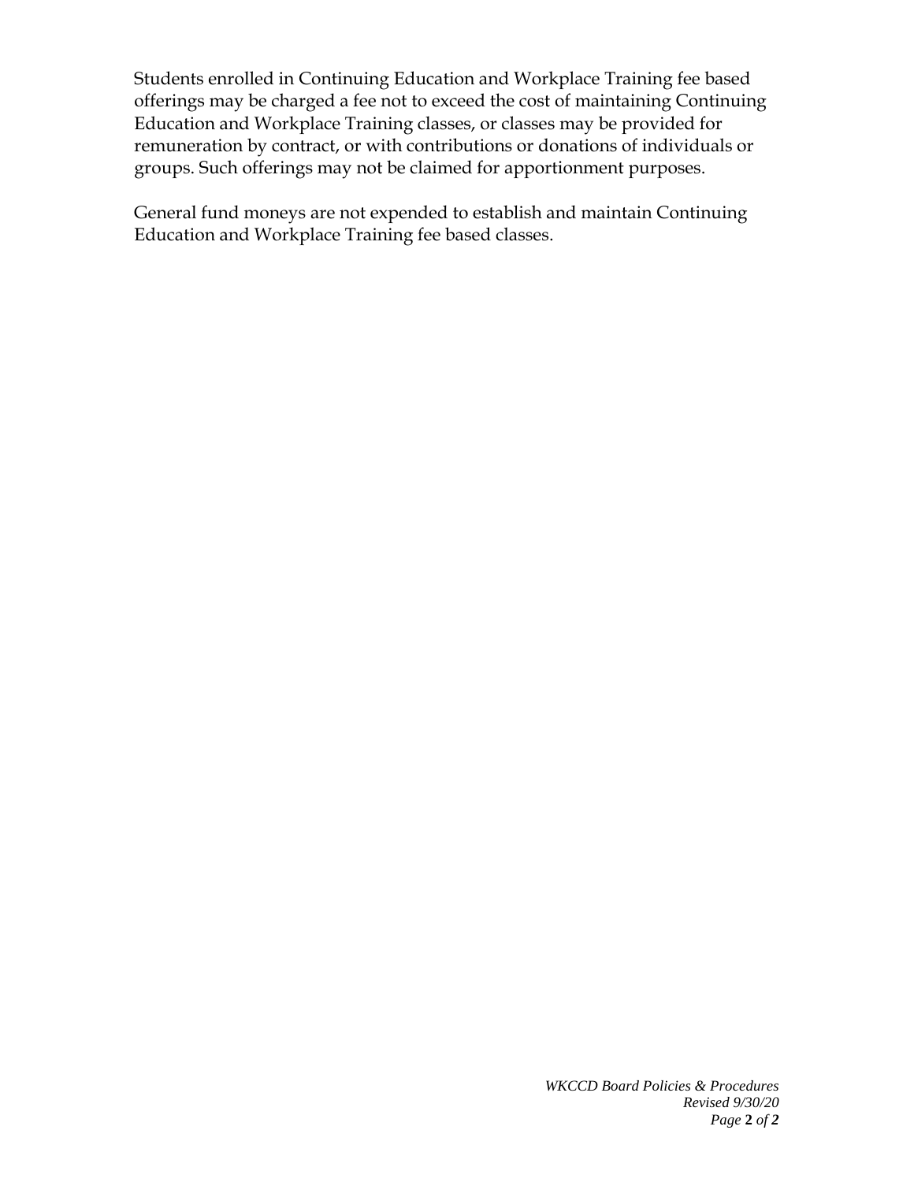Students enrolled in Continuing Education and Workplace Training fee based offerings may be charged a fee not to exceed the cost of maintaining Continuing Education and Workplace Training classes, or classes may be provided for remuneration by contract, or with contributions or donations of individuals or groups. Such offerings may not be claimed for apportionment purposes.

General fund moneys are not expended to establish and maintain Continuing Education and Workplace Training fee based classes.